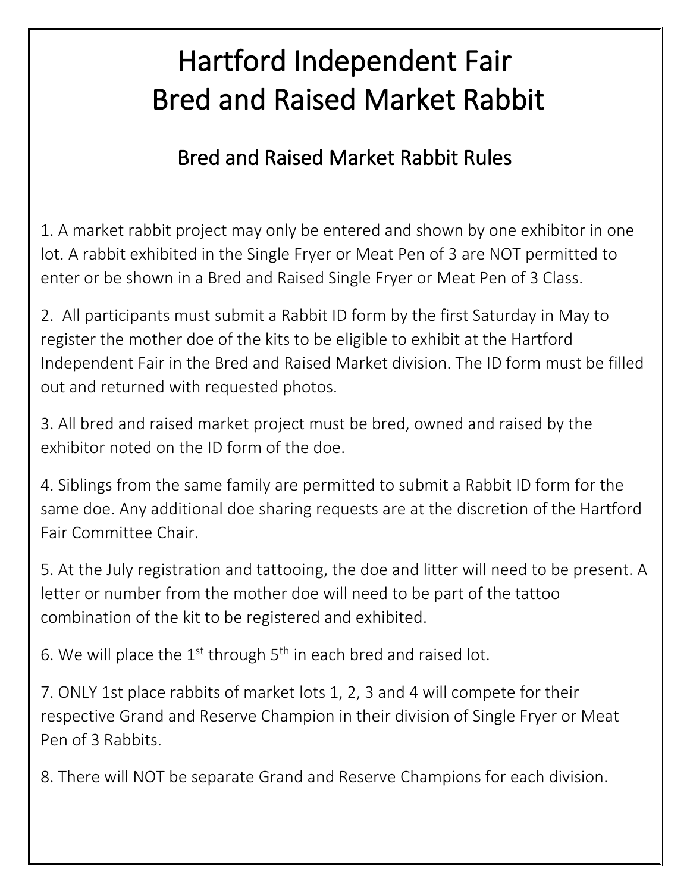# Hartford Independent Fair
# Bred and Raised Market Rabbit

## Bred and Raised Market Rabbit Rules

1. A market rabbit project may only be entered and shown by one exhibitor in one lot. A rabbit exhibited in the Single Fryer or Meat Pen of 3 are NOT permitted to enter or be shown in a Bred and Raised Single Fryer or Meat Pen of 3 Class.

2. All participants must submit a Rabbit ID form by the first Saturday in May to register the mother doe of the kits to be eligible to exhibit at the Hartford Independent Fair in the Bred and Raised Market division. The ID form must be filled out and returned with requested photos.

3. All bred and raised market project must be bred, owned and raised by the exhibitor noted on the ID form of the doe.

4. Siblings from the same family are permitted to submit a Rabbit ID form for the same doe. Any additional doe sharing requests are at the discretion of the Hartford Fair Committee Chair.

5. At the July registration and tattooing, the doe and litter will need to be present. A letter or number from the mother doe will need to be part of the tattoo combination of the kit to be registered and exhibited.

6. We will place the 1st through 5th in each bred and raised lot.

7. ONLY 1st place rabbits of market lots 1, 2, 3 and 4 will compete for their respective Grand and Reserve Champion in their division of Single Fryer or Meat Pen of 3 Rabbits.

8. There will NOT be separate Grand and Reserve Champions for each division.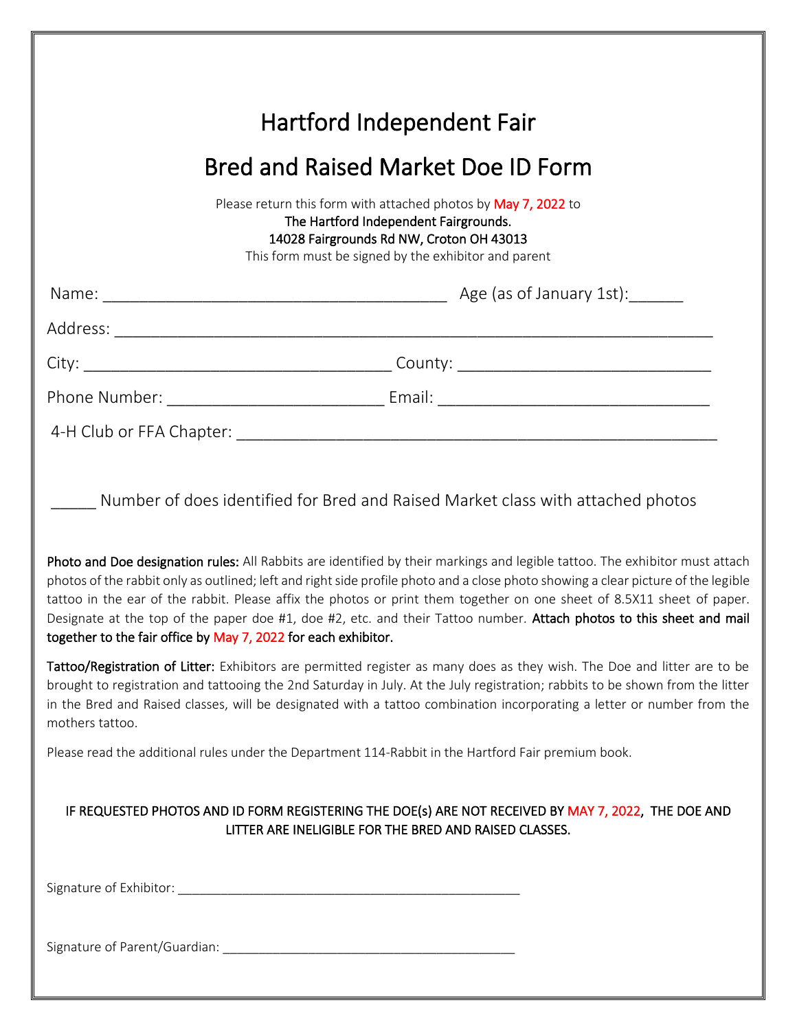# Hartford Independent Fair

# Bred and Raised Market Doe ID Form

Please return this form with attached photos by May 7, 2022 to
**The Hartford Independent Fairgrounds.**
**14028 Fairgrounds Rd NW, Croton OH 43013**
This form must be signed by the exhibitor and parent

Name: ________________________________________ Age (as of January 1st):______

Address: ______________________________________________________________________

City: ____________________________________ County: ______________________________

Phone Number: _________________________ Email: _______________________________

4-H Club or FFA Chapter: _______________________________________________________

_____ Number of does identified for Bred and Raised Market class with attached photos

**Photo and Doe designation rules:** All Rabbits are identified by their markings and legible tattoo. The exhibitor must attach photos of the rabbit only as outlined; left and right side profile photo and a close photo showing a clear picture of the legible tattoo in the ear of the rabbit. Please affix the photos or print them together on one sheet of 8.5X11 sheet of paper. Designate at the top of the paper doe #1, doe #2, etc. and their Tattoo number. **Attach photos to this sheet and mail together to the fair office by May 7, 2022 for each exhibitor.**

**Tattoo/Registration of Litter:** Exhibitors are permitted register as many does as they wish. The Doe and litter are to be brought to registration and tattooing the 2nd Saturday in July. At the July registration; rabbits to be shown from the litter in the Bred and Raised classes, will be designated with a tattoo combination incorporating a letter or number from the mothers tattoo.

Please read the additional rules under the Department 114-Rabbit in the Hartford Fair premium book.

IF REQUESTED PHOTOS AND ID FORM REGISTERING THE DOE(s) ARE NOT RECEIVED BY MAY 7, 2022, THE DOE AND LITTER ARE INELIGIBLE FOR THE BRED AND RAISED CLASSES.

Signature of Exhibitor: __________________________________________________

Signature of Parent/Guardian: ___________________________________________